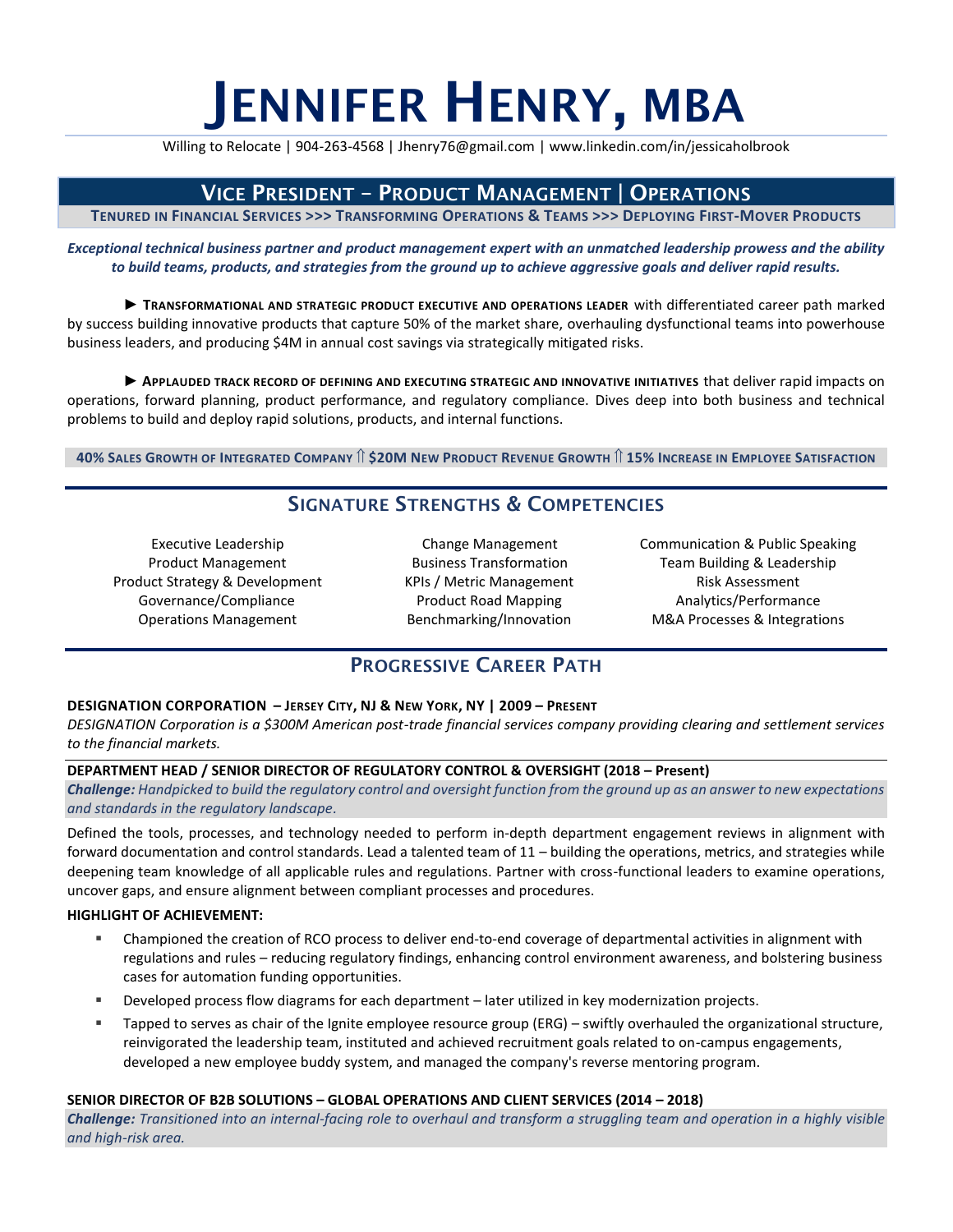# Jennifer Henry, MBA

Willing to Relocate | 904-263-4568 | Jhenry76@gmail.com | www.linkedin.com/in/jessicaholbrook

## Vice President – Product Management | Operations

**Tenured in Financial Services >>> Transforming Operations & Teams >>> Deploying First-Mover Products**

***Exceptional technical business partner and product management expert with an unmatched leadership prowess and the ability to build teams, products, and strategies from the ground up to achieve aggressive goals and deliver rapid results.***

► **Transformational and strategic product executive and operations leader** with differentiated career path marked by success building innovative products that capture 50% of the market share, overhauling dysfunctional teams into powerhouse business leaders, and producing $4M in annual cost savings via strategically mitigated risks.

► **Applauded track record of defining and executing strategic and innovative initiatives** that deliver rapid impacts on operations, forward planning, product performance, and regulatory compliance. Dives deep into both business and technical problems to build and deploy rapid solutions, products, and internal functions.

**40% Sales Growth of Integrated Company ⇑ $20M New Product Revenue Growth ⇑ 15% Increase in Employee Satisfaction**

## Signature Strengths & Competencies

| | | |
|---|---|---|
| Executive Leadership | Change Management | Communication & Public Speaking |
| Product Management | Business Transformation | Team Building & Leadership |
| Product Strategy & Development | KPIs / Metric Management | Risk Assessment |
| Governance/Compliance | Product Road Mapping | Analytics/Performance |
| Operations Management | Benchmarking/Innovation | M&A Processes & Integrations |

## Progressive Career Path

**DESIGNATION CORPORATION – Jersey City, NJ & New York, NY | 2009 – Present**

*DESIGNATION Corporation is a $300M American post-trade financial services company providing clearing and settlement services to the financial markets.*

**DEPARTMENT HEAD / SENIOR DIRECTOR OF REGULATORY CONTROL & OVERSIGHT (2018 – Present)**

***Challenge:*** *Handpicked to build the regulatory control and oversight function from the ground up as an answer to new expectations and standards in the regulatory landscape.*

Defined the tools, processes, and technology needed to perform in-depth department engagement reviews in alignment with forward documentation and control standards. Lead a talented team of 11 – building the operations, metrics, and strategies while deepening team knowledge of all applicable rules and regulations. Partner with cross-functional leaders to examine operations, uncover gaps, and ensure alignment between compliant processes and procedures.

**HIGHLIGHT OF ACHIEVEMENT:**

- Championed the creation of RCO process to deliver end-to-end coverage of departmental activities in alignment with regulations and rules – reducing regulatory findings, enhancing control environment awareness, and bolstering business cases for automation funding opportunities.
- Developed process flow diagrams for each department – later utilized in key modernization projects.
- Tapped to serves as chair of the Ignite employee resource group (ERG) – swiftly overhauled the organizational structure, reinvigorated the leadership team, instituted and achieved recruitment goals related to on-campus engagements, developed a new employee buddy system, and managed the company's reverse mentoring program.

**SENIOR DIRECTOR OF B2B SOLUTIONS – GLOBAL OPERATIONS AND CLIENT SERVICES (2014 – 2018)**

***Challenge:*** *Transitioned into an internal-facing role to overhaul and transform a struggling team and operation in a highly visible and high-risk area.*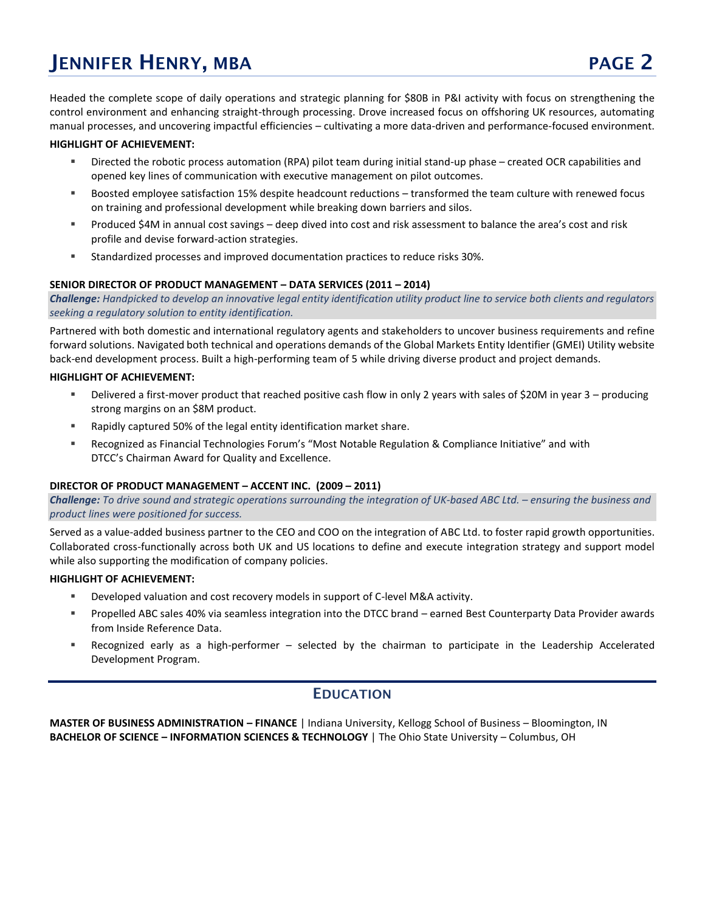Headed the complete scope of daily operations and strategic planning for $80B in P&I activity with focus on strengthening the control environment and enhancing straight-through processing. Drove increased focus on offshoring UK resources, automating manual processes, and uncovering impactful efficiencies – cultivating a more data-driven and performance-focused environment.

**HIGHLIGHT OF ACHIEVEMENT:**

- Directed the robotic process automation (RPA) pilot team during initial stand-up phase – created OCR capabilities and opened key lines of communication with executive management on pilot outcomes.
- Boosted employee satisfaction 15% despite headcount reductions – transformed the team culture with renewed focus on training and professional development while breaking down barriers and silos.
- Produced $4M in annual cost savings – deep dived into cost and risk assessment to balance the area's cost and risk profile and devise forward-action strategies.
- Standardized processes and improved documentation practices to reduce risks 30%.

**SENIOR DIRECTOR OF PRODUCT MANAGEMENT – DATA SERVICES (2011 – 2014)**

***Challenge:*** *Handpicked to develop an innovative legal entity identification utility product line to service both clients and regulators seeking a regulatory solution to entity identification.*

Partnered with both domestic and international regulatory agents and stakeholders to uncover business requirements and refine forward solutions. Navigated both technical and operations demands of the Global Markets Entity Identifier (GMEI) Utility website back-end development process. Built a high-performing team of 5 while driving diverse product and project demands.

**HIGHLIGHT OF ACHIEVEMENT:**

- Delivered a first-mover product that reached positive cash flow in only 2 years with sales of $20M in year 3 – producing strong margins on an $8M product.
- Rapidly captured 50% of the legal entity identification market share.
- Recognized as Financial Technologies Forum's "Most Notable Regulation & Compliance Initiative" and with DTCC's Chairman Award for Quality and Excellence.

**DIRECTOR OF PRODUCT MANAGEMENT – ACCENT INC. (2009 – 2011)**

***Challenge:*** *To drive sound and strategic operations surrounding the integration of UK-based ABC Ltd. – ensuring the business and product lines were positioned for success.*

Served as a value-added business partner to the CEO and COO on the integration of ABC Ltd. to foster rapid growth opportunities. Collaborated cross-functionally across both UK and US locations to define and execute integration strategy and support model while also supporting the modification of company policies.

**HIGHLIGHT OF ACHIEVEMENT:**

- Developed valuation and cost recovery models in support of C-level M&A activity.
- Propelled ABC sales 40% via seamless integration into the DTCC brand – earned Best Counterparty Data Provider awards from Inside Reference Data.
- Recognized early as a high-performer – selected by the chairman to participate in the Leadership Accelerated Development Program.

## EDUCATION

**MASTER OF BUSINESS ADMINISTRATION – FINANCE** | Indiana University, Kellogg School of Business – Bloomington, IN
**BACHELOR OF SCIENCE – INFORMATION SCIENCES & TECHNOLOGY** | The Ohio State University – Columbus, OH